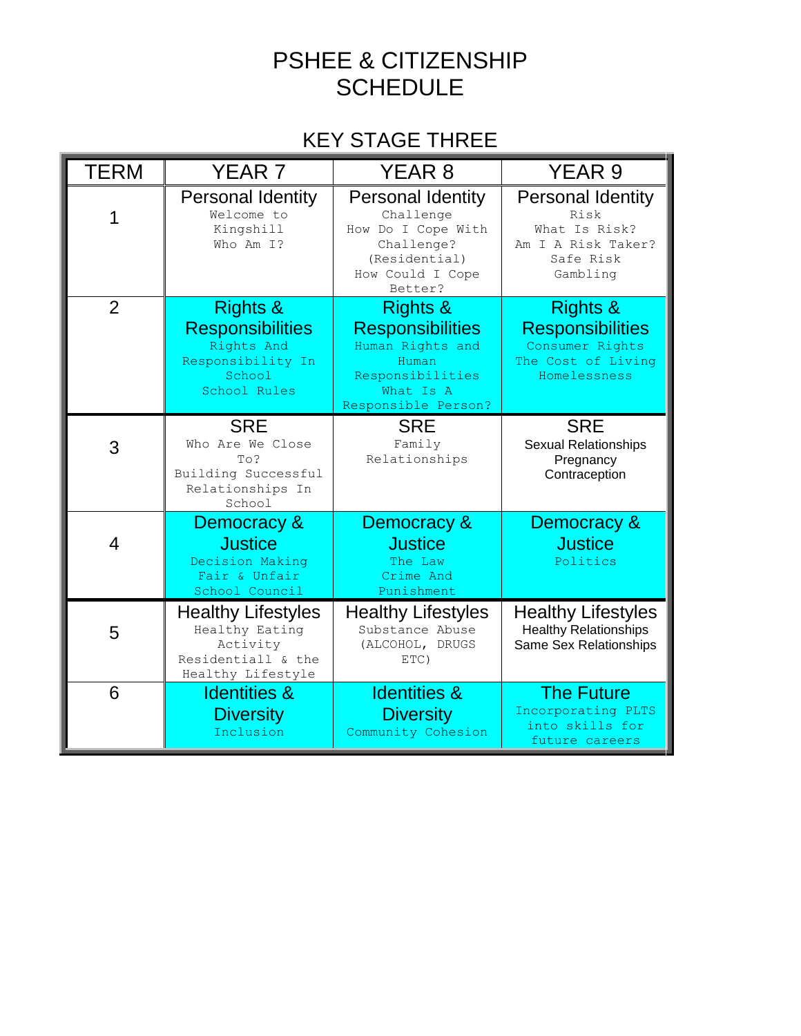# PSHEE & CITIZENSHIP SCHEDULE

## KEY STAGE THREE

| TERM | YEAR 7 | YEAR 8 | YEAR 9 |
|---|---|---|---|
| 1 | **Personal Identity**<br>Welcome to Kingshill<br>Who Am I? | **Personal Identity**<br>Challenge<br>How Do I Cope With Challenge?<br>(Residential)<br>How Could I Cope Better? | **Personal Identity**<br>Risk<br>What Is Risk?<br>Am I A Risk Taker?<br>Safe Risk<br>Gambling |
| 2 | **Rights & Responsibilities**<br>Rights And Responsibility In School<br>School Rules | **Rights & Responsibilities**<br>Human Rights and Human Responsibilities<br>What Is A Responsible Person? | **Rights & Responsibilities**<br>Consumer Rights<br>The Cost of Living<br>Homelessness |
| 3 | **SRE**<br>Who Are We Close To?<br>Building Successful Relationships In School | **SRE**<br>Family Relationships | **SRE**<br>Sexual Relationships<br>Pregnancy<br>Contraception |
| 4 | **Democracy & Justice**<br>Decision Making<br>Fair & Unfair<br>School Council | **Democracy & Justice**<br>The Law<br>Crime And Punishment | **Democracy & Justice**<br>Politics |
| 5 | **Healthy Lifestyles**<br>Healthy Eating<br>Activity<br>Residentiall & the Healthy Lifestyle | **Healthy Lifestyles**<br>Substance Abuse<br>(ALCOHOL, DRUGS ETC) | **Healthy Lifestyles**<br>Healthy Relationships<br>Same Sex Relationships |
| 6 | **Identities & Diversity**<br>Inclusion | **Identities & Diversity**<br>Community Cohesion | **The Future**<br>Incorporating PLTS into skills for future careers |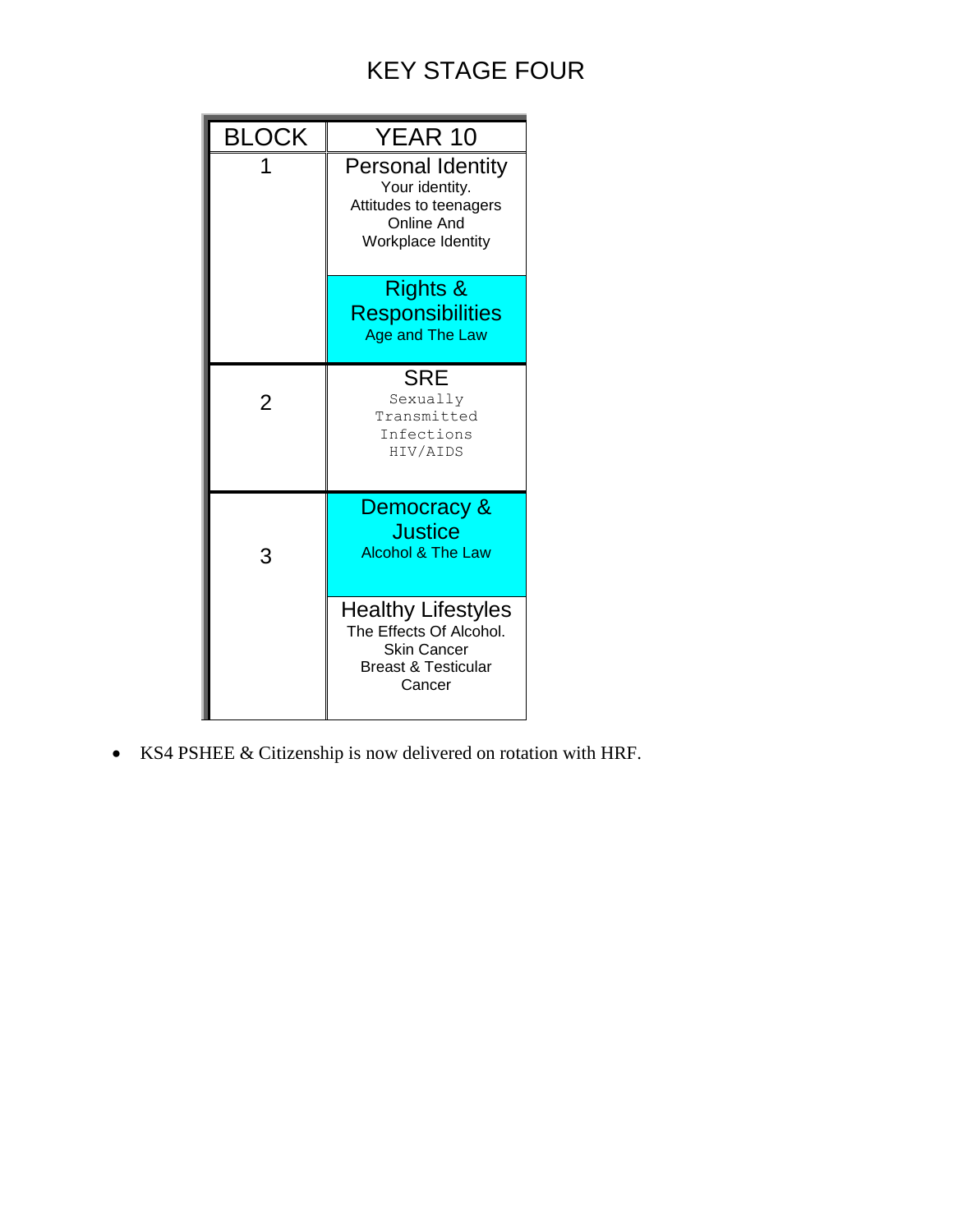# KEY STAGE FOUR

| BLOCK | YEAR 10 |
|---|---|
| 1 | Personal Identity<br>Your identity.<br>Attitudes to teenagers<br>Online And<br>Workplace Identity |
| | Rights & Responsibilities<br>Age and The Law |
| 2 | SRE<br>Sexually Transmitted Infections<br>HIV/AIDS |
| 3 | Democracy & Justice<br>Alcohol & The Law |
| | Healthy Lifestyles<br>The Effects Of Alcohol.<br>Skin Cancer<br>Breast & Testicular Cancer |

- KS4 PSHEE & Citizenship is now delivered on rotation with HRF.